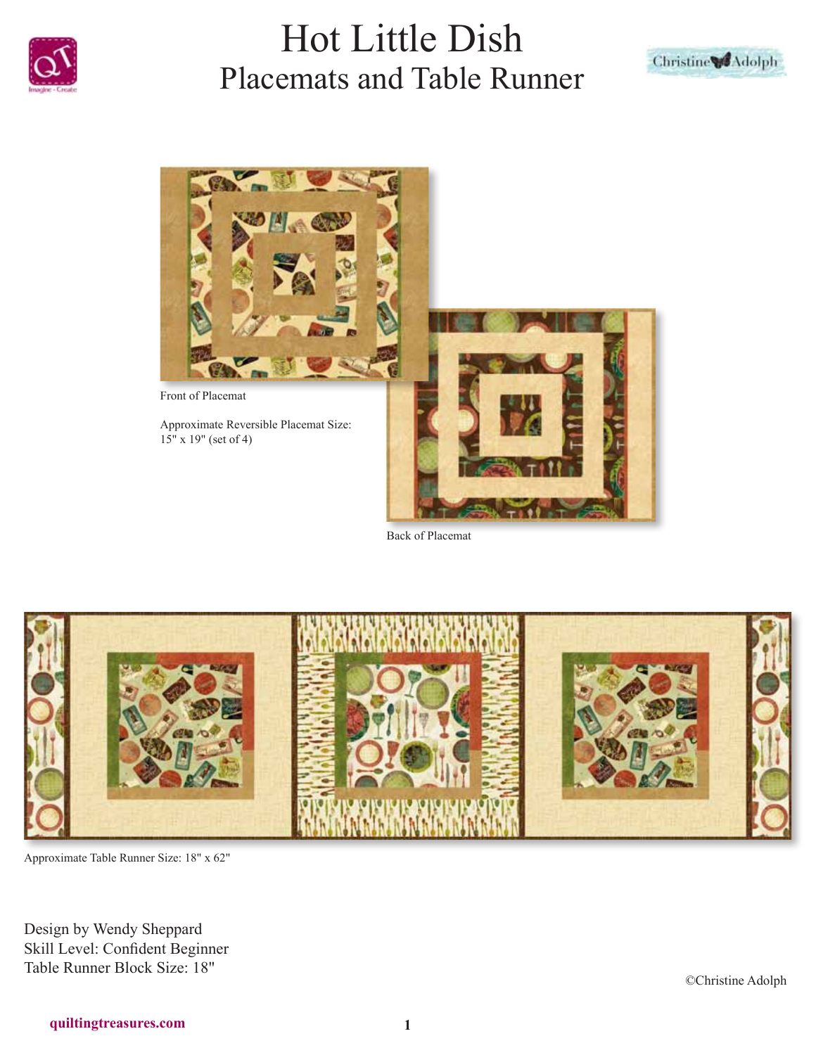# Hot Little Dish

## Placemats and Table Runner

Front of Placemat

Approximate Reversible Placemat Size: 15" x 19" (set of 4)

Back of Placemat

Approximate Table Runner Size: 18" x 62"

Design by Wendy Sheppard
Skill Level: Confident Beginner
Table Runner Block Size: 18"

©Christine Adolph

quiltingtreasures.com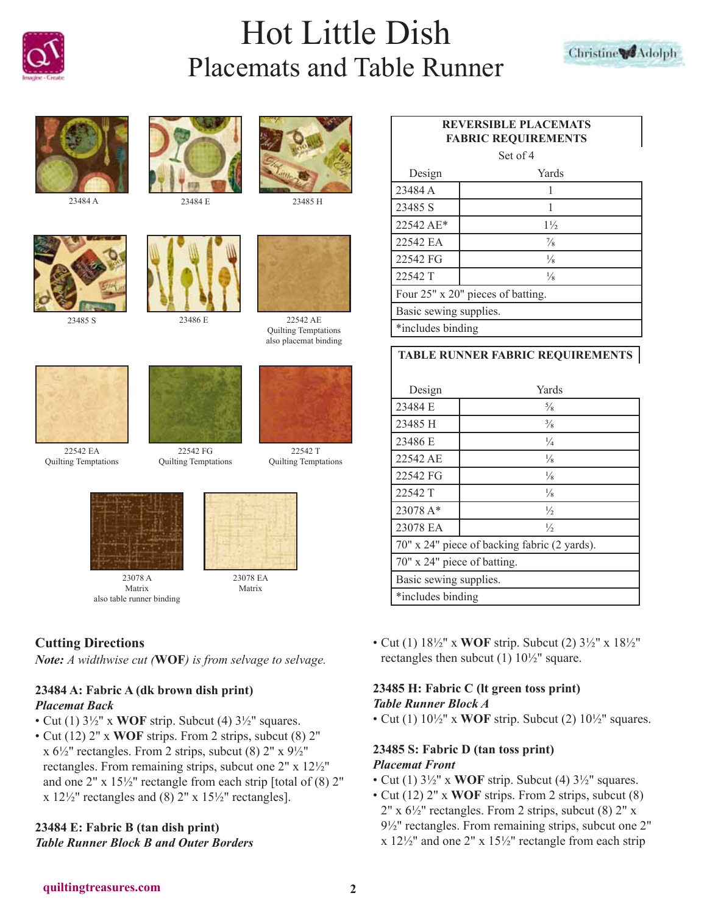# Hot Little Dish

## Placemats and Table Runner

23484 A

23484 E

23485 H

23485 S

23486 E

22542 AE
Quilting Temptations
also placemat binding

22542 EA
Quilting Temptations

22542 FG
Quilting Temptations

22542 T
Quilting Temptations

23078 A
Matrix
also table runner binding

23078 EA
Matrix

| REVERSIBLE PLACEMATS FABRIC REQUIREMENTS Set of 4 | |
|---|---|
| Design | Yards |
| 23484 A | 1 |
| 23485 S | 1 |
| 22542 AE* | 1½ |
| 22542 EA | ⅞ |
| 22542 FG | ⅛ |
| 22542 T | ⅛ |
| Four 25" x 20" pieces of batting. | |
| Basic sewing supplies. | |
| *includes binding | |

| TABLE RUNNER FABRIC REQUIREMENTS | |
|---|---|
| Design | Yards |
| 23484 E | ⅝ |
| 23485 H | ⅜ |
| 23486 E | ¼ |
| 22542 AE | ⅛ |
| 22542 FG | ⅛ |
| 22542 T | ⅛ |
| 23078 A* | ½ |
| 23078 EA | ½ |
| 70" x 24" piece of backing fabric (2 yards). | |
| 70" x 24" piece of batting. | |
| Basic sewing supplies. | |
| *includes binding | |

## Cutting Directions

***Note:*** *A widthwise cut (***WOF***) is from selvage to selvage.*

### 23484 A: Fabric A (dk brown dish print)

***Placemat Back***

- Cut (1) 3½" x **WOF** strip. Subcut (4) 3½" squares.
- Cut (12) 2" x **WOF** strips. From 2 strips, subcut (8) 2" x 6½" rectangles. From 2 strips, subcut (8) 2" x 9½" rectangles. From remaining strips, subcut one 2" x 12½" and one 2" x 15½" rectangle from each strip [total of (8) 2" x 12½" rectangles and (8) 2" x 15½" rectangles].

### 23484 E: Fabric B (tan dish print)

***Table Runner Block B and Outer Borders***

- Cut (1) 18½" x **WOF** strip. Subcut (2) 3½" x 18½" rectangles then subcut (1) 10½" square.

### 23485 H: Fabric C (lt green toss print)

***Table Runner Block A***

- Cut (1) 10½" x **WOF** strip. Subcut (2) 10½" squares.

### 23485 S: Fabric D (tan toss print)

***Placemat Front***

- Cut (1) 3½" x **WOF** strip. Subcut (4) 3½" squares.
- Cut (12) 2" x **WOF** strips. From 2 strips, subcut (8) 2" x 6½" rectangles. From 2 strips, subcut (8) 2" x 9½" rectangles. From remaining strips, subcut one 2" x 12½" and one 2" x 15½" rectangle from each strip

quiltingtreasures.com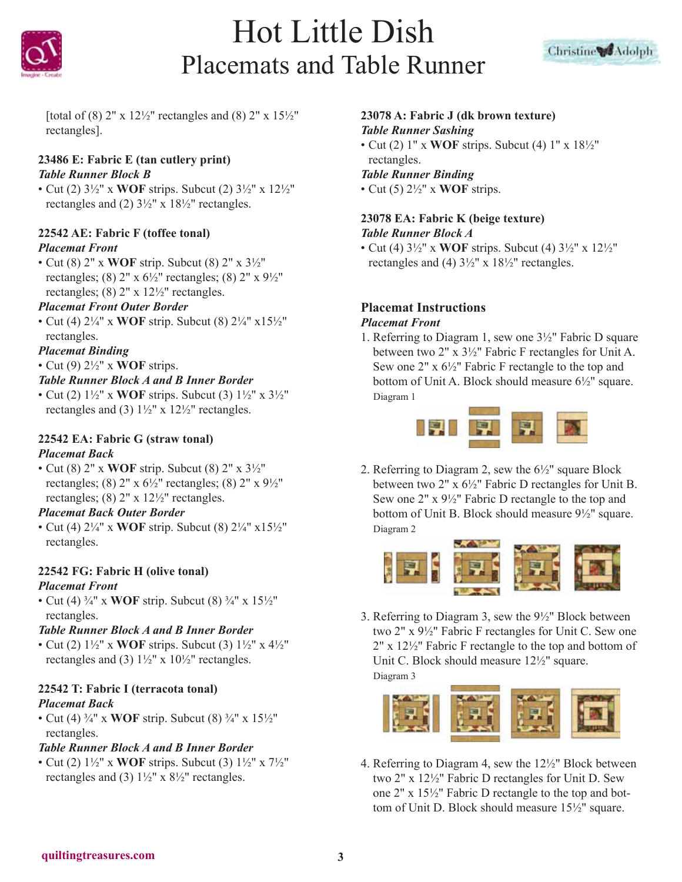[total of (8) 2" x 12½" rectangles and (8) 2" x 15½" rectangles].

**23486 E: Fabric E (tan cutlery print)**
***Table Runner Block B***
- Cut (2) 3½" x **WOF** strips. Subcut (2) 3½" x 12½" rectangles and (2) 3½" x 18½" rectangles.

**22542 AE: Fabric F (toffee tonal)**
***Placemat Front***
- Cut (8) 2" x **WOF** strip. Subcut (8) 2" x 3½" rectangles; (8) 2" x 6½" rectangles; (8) 2" x 9½" rectangles; (8) 2" x 12½" rectangles.

***Placemat Front Outer Border***
- Cut (4) 2¼" x **WOF** strip. Subcut (8) 2¼" x15½" rectangles.

***Placemat Binding***
- Cut (9) 2½" x **WOF** strips.

***Table Runner Block A and B Inner Border***
- Cut (2) 1½" x **WOF** strips. Subcut (3) 1½" x 3½" rectangles and (3) 1½" x 12½" rectangles.

**22542 EA: Fabric G (straw tonal)**
***Placemat Back***
- Cut (8) 2" x **WOF** strip. Subcut (8) 2" x 3½" rectangles; (8) 2" x 6½" rectangles; (8) 2" x 9½" rectangles; (8) 2" x 12½" rectangles.

***Placemat Back Outer Border***
- Cut (4) 2¼" x **WOF** strip. Subcut (8) 2¼" x15½" rectangles.

**22542 FG: Fabric H (olive tonal)**
***Placemat Front***
- Cut (4) ¾" x **WOF** strip. Subcut (8) ¾" x 15½" rectangles.

***Table Runner Block A and B Inner Border***
- Cut (2) 1½" x **WOF** strips. Subcut (3) 1½" x 4½" rectangles and (3) 1½" x 10½" rectangles.

**22542 T: Fabric I (terracota tonal)**
***Placemat Back***
- Cut (4) ¾" x **WOF** strip. Subcut (8) ¾" x 15½" rectangles.

***Table Runner Block A and B Inner Border***
- Cut (2) 1½" x **WOF** strips. Subcut (3) 1½" x 7½" rectangles and (3) 1½" x 8½" rectangles.

**23078 A: Fabric J (dk brown texture)**
***Table Runner Sashing***
- Cut (2) 1" x **WOF** strips. Subcut (4) 1" x 18½" rectangles.

***Table Runner Binding***
- Cut (5) 2½" x **WOF** strips.

**23078 EA: Fabric K (beige texture)**
***Table Runner Block A***
- Cut (4) 3½" x **WOF** strips. Subcut (4) 3½" x 12½" rectangles and (4) 3½" x 18½" rectangles.

## Placemat Instructions

***Placemat Front***

1. Referring to Diagram 1, sew one 3½" Fabric D square between two 2" x 3½" Fabric F rectangles for Unit A. Sew one 2" x 6½" Fabric F rectangle to the top and bottom of Unit A. Block should measure 6½" square.

Diagram 1

2. Referring to Diagram 2, sew the 6½" square Block between two 2" x 6½" Fabric D rectangles for Unit B. Sew one 2" x 9½" Fabric D rectangle to the top and bottom of Unit B. Block should measure 9½" square.

Diagram 2

3. Referring to Diagram 3, sew the 9½" Block between two 2" x 9½" Fabric F rectangles for Unit C. Sew one 2" x 12½" Fabric F rectangle to the top and bottom of Unit C. Block should measure 12½" square.

Diagram 3

4. Referring to Diagram 4, sew the 12½" Block between two 2" x 12½" Fabric D rectangles for Unit D. Sew one 2" x 15½" Fabric D rectangle to the top and bottom of Unit D. Block should measure 15½" square.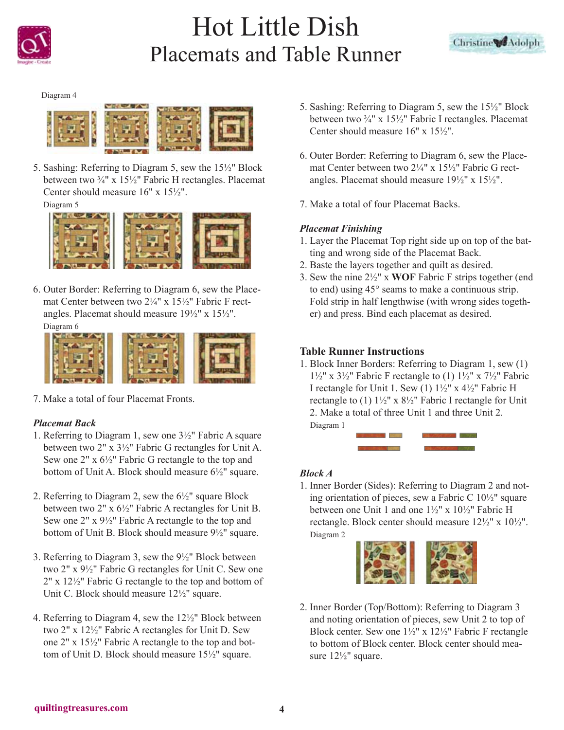# Hot Little Dish
## Placemats and Table Runner

Diagram 4

5. Sashing: Referring to Diagram 5, sew the 15½" Block between two ¾" x 15½" Fabric H rectangles. Placemat Center should measure 16" x 15½".

Diagram 5

6. Outer Border: Referring to Diagram 6, sew the Placemat Center between two 2¼" x 15½" Fabric F rectangles. Placemat should measure 19½" x 15½".

Diagram 6

7. Make a total of four Placemat Fronts.

***Placemat Back***

1. Referring to Diagram 1, sew one 3½" Fabric A square between two 2" x 3½" Fabric G rectangles for Unit A. Sew one 2" x 6½" Fabric G rectangle to the top and bottom of Unit A. Block should measure 6½" square.

2. Referring to Diagram 2, sew the 6½" square Block between two 2" x 6½" Fabric A rectangles for Unit B. Sew one 2" x 9½" Fabric A rectangle to the top and bottom of Unit B. Block should measure 9½" square.

3. Referring to Diagram 3, sew the 9½" Block between two 2" x 9½" Fabric G rectangles for Unit C. Sew one 2" x 12½" Fabric G rectangle to the top and bottom of Unit C. Block should measure 12½" square.

4. Referring to Diagram 4, sew the 12½" Block between two 2" x 12½" Fabric A rectangles for Unit D. Sew one 2" x 15½" Fabric A rectangle to the top and bottom of Unit D. Block should measure 15½" square.

5. Sashing: Referring to Diagram 5, sew the 15½" Block between two ¾" x 15½" Fabric I rectangles. Placemat Center should measure 16" x 15½".

6. Outer Border: Referring to Diagram 6, sew the Placemat Center between two 2¼" x 15½" Fabric G rectangles. Placemat should measure 19½" x 15½".

7. Make a total of four Placemat Backs.

***Placemat Finishing***

1. Layer the Placemat Top right side up on top of the batting and wrong side of the Placemat Back.
2. Baste the layers together and quilt as desired.
3. Sew the nine 2½" x **WOF** Fabric F strips together (end to end) using 45° seams to make a continuous strip. Fold strip in half lengthwise (with wrong sides together) and press. Bind each placemat as desired.

**Table Runner Instructions**

1. Block Inner Borders: Referring to Diagram 1, sew (1) 1½" x 3½" Fabric F rectangle to (1) 1½" x 7½" Fabric I rectangle for Unit 1. Sew (1) 1½" x 4½" Fabric H rectangle to (1) 1½" x 8½" Fabric I rectangle for Unit 2. Make a total of three Unit 1 and three Unit 2.

Diagram 1

***Block A***

1. Inner Border (Sides): Referring to Diagram 2 and noting orientation of pieces, sew a Fabric C 10½" square between one Unit 1 and one 1½" x 10½" Fabric H rectangle. Block center should measure 12½" x 10½".

Diagram 2

2. Inner Border (Top/Bottom): Referring to Diagram 3 and noting orientation of pieces, sew Unit 2 to top of Block center. Sew one 1½" x 12½" Fabric F rectangle to bottom of Block center. Block center should measure 12½" square.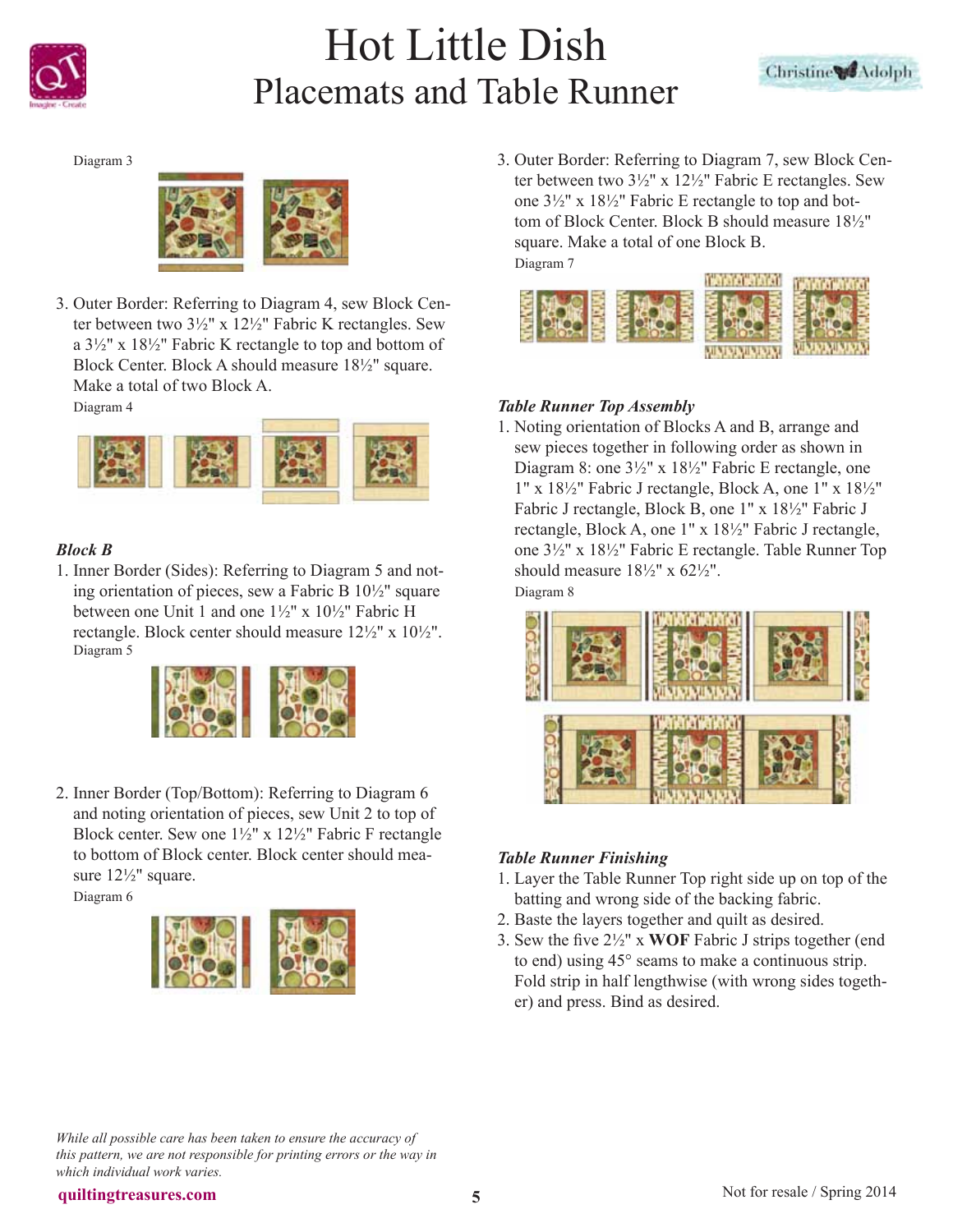Diagram 3

3. Outer Border: Referring to Diagram 4, sew Block Center between two 3½" x 12½" Fabric K rectangles. Sew a 3½" x 18½" Fabric K rectangle to top and bottom of Block Center. Block A should measure 18½" square. Make a total of two Block A.

Diagram 4

### *Block B*

1. Inner Border (Sides): Referring to Diagram 5 and noting orientation of pieces, sew a Fabric B 10½" square between one Unit 1 and one 1½" x 10½" Fabric H rectangle. Block center should measure 12½" x 10½".

Diagram 5

2. Inner Border (Top/Bottom): Referring to Diagram 6 and noting orientation of pieces, sew Unit 2 to top of Block center. Sew one 1½" x 12½" Fabric F rectangle to bottom of Block center. Block center should measure 12½" square.

Diagram 6

3. Outer Border: Referring to Diagram 7, sew Block Center between two 3½" x 12½" Fabric E rectangles. Sew one 3½" x 18½" Fabric E rectangle to top and bottom of Block Center. Block B should measure 18½" square. Make a total of one Block B.

Diagram 7

### *Table Runner Top Assembly*

1. Noting orientation of Blocks A and B, arrange and sew pieces together in following order as shown in Diagram 8: one 3½" x 18½" Fabric E rectangle, one 1" x 18½" Fabric J rectangle, Block A, one 1" x 18½" Fabric J rectangle, Block B, one 1" x 18½" Fabric J rectangle, Block A, one 1" x 18½" Fabric J rectangle, one 3½" x 18½" Fabric E rectangle. Table Runner Top should measure 18½" x 62½".

Diagram 8

### *Table Runner Finishing*

1. Layer the Table Runner Top right side up on top of the batting and wrong side of the backing fabric.
2. Baste the layers together and quilt as desired.
3. Sew the five 2½" x **WOF** Fabric J strips together (end to end) using 45° seams to make a continuous strip. Fold strip in half lengthwise (with wrong sides together) and press. Bind as desired.

*While all possible care has been taken to ensure the accuracy of this pattern, we are not responsible for printing errors or the way in which individual work varies.*